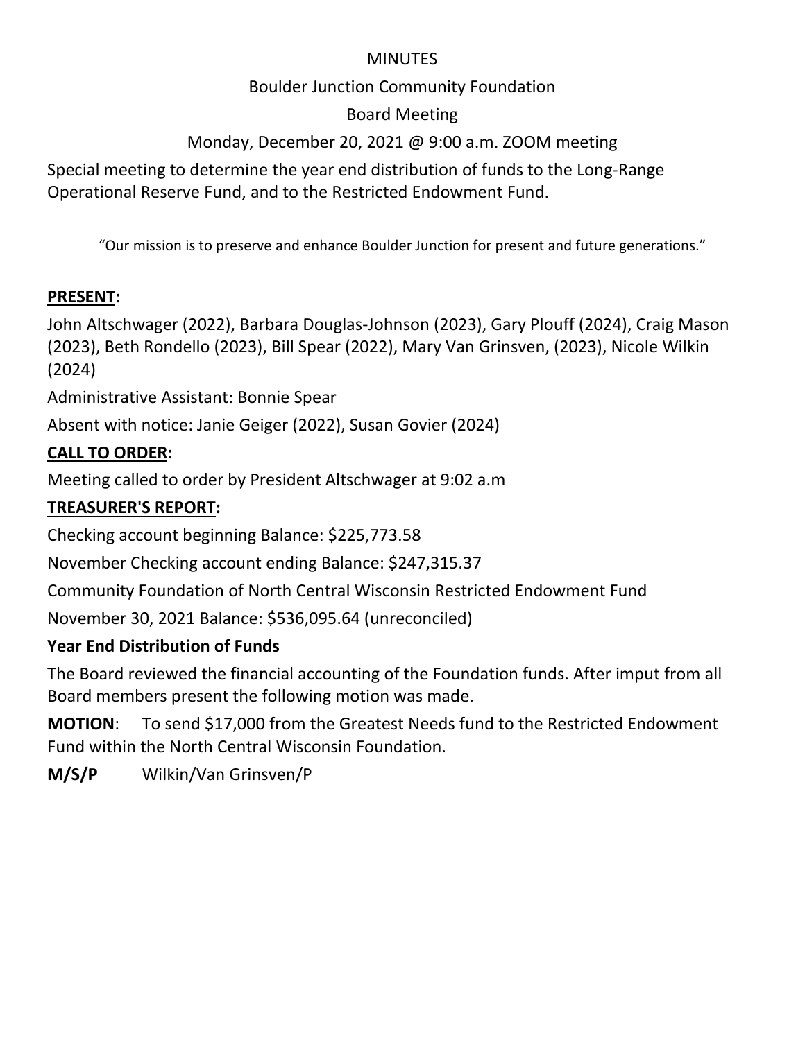MINUTES

Boulder Junction Community Foundation

Board Meeting

Monday, December 20, 2021 @ 9:00 a.m. ZOOM meeting

Special meeting to determine the year end distribution of funds to the Long-Range Operational Reserve Fund, and to the Restricted Endowment Fund.

"Our mission is to preserve and enhance Boulder Junction for present and future generations."

**PRESENT:**

John Altschwager (2022), Barbara Douglas-Johnson (2023), Gary Plouff (2024), Craig Mason (2023), Beth Rondello (2023), Bill Spear (2022), Mary Van Grinsven, (2023), Nicole Wilkin (2024)

Administrative Assistant: Bonnie Spear

Absent with notice: Janie Geiger (2022), Susan Govier (2024)

**CALL TO ORDER:**

Meeting called to order by President Altschwager at 9:02 a.m

**TREASURER'S REPORT:**

Checking account beginning Balance: $225,773.58

November Checking account ending Balance: $247,315.37

Community Foundation of North Central Wisconsin Restricted Endowment Fund

November 30, 2021 Balance: $536,095.64 (unreconciled)

**Year End Distribution of Funds**

The Board reviewed the financial accounting of the Foundation funds. After imput from all Board members present the following motion was made.

**MOTION**: To send $17,000 from the Greatest Needs fund to the Restricted Endowment Fund within the North Central Wisconsin Foundation.

**M/S/P** Wilkin/Van Grinsven/P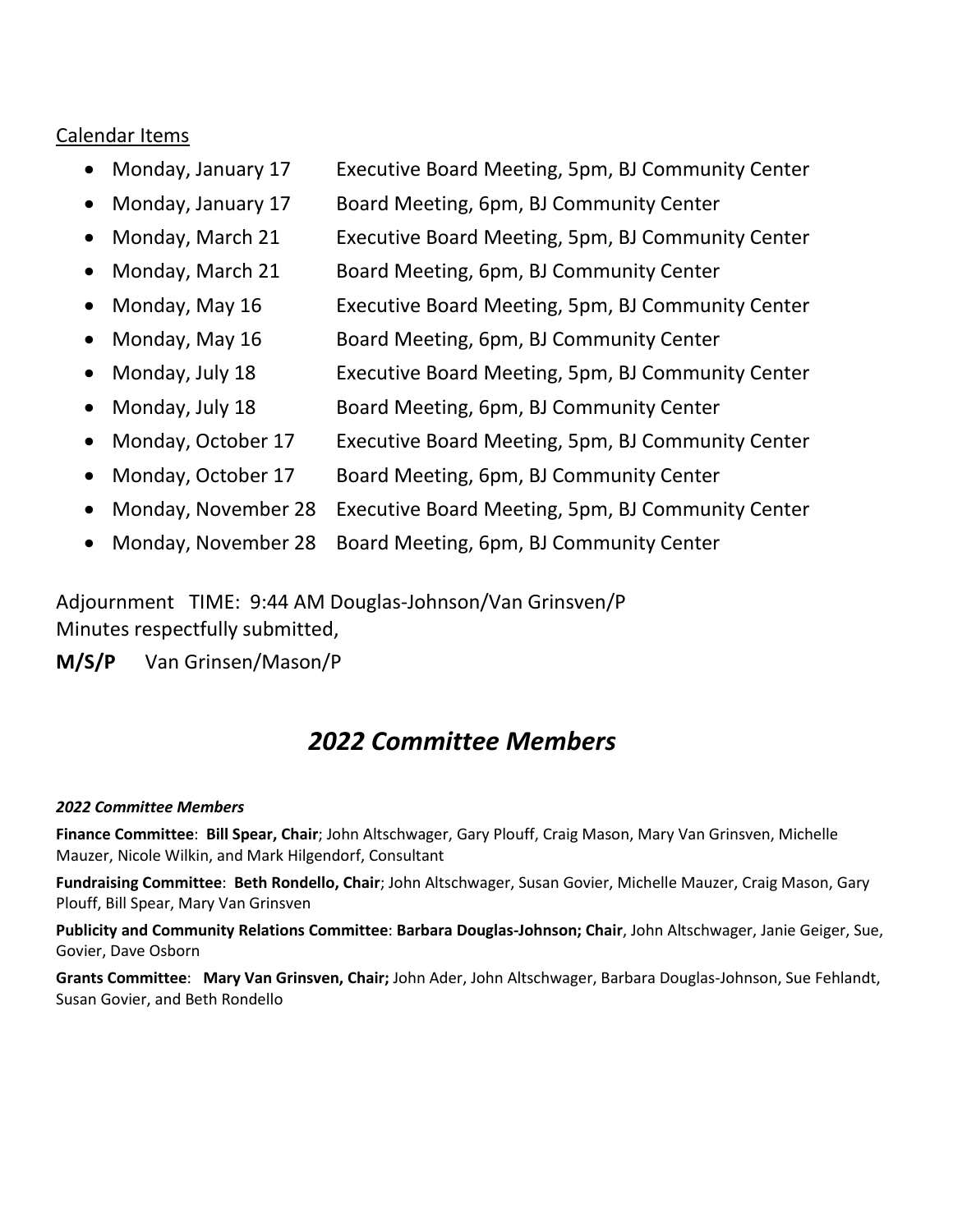Calendar Items

- Monday, January 17 Executive Board Meeting, 5pm, BJ Community Center
- Monday, January 17 Board Meeting, 6pm, BJ Community Center
- Monday, March 21 Executive Board Meeting, 5pm, BJ Community Center
- Monday, March 21 Board Meeting, 6pm, BJ Community Center
- Monday, May 16 Executive Board Meeting, 5pm, BJ Community Center
- Monday, May 16 Board Meeting, 6pm, BJ Community Center
- Monday, July 18 Executive Board Meeting, 5pm, BJ Community Center
- Monday, July 18 Board Meeting, 6pm, BJ Community Center
- Monday, October 17 Executive Board Meeting, 5pm, BJ Community Center
- Monday, October 17 Board Meeting, 6pm, BJ Community Center
- Monday, November 28 Executive Board Meeting, 5pm, BJ Community Center
- Monday, November 28 Board Meeting, 6pm, BJ Community Center

Adjournment TIME: 9:44 AM Douglas-Johnson/Van Grinsven/P
Minutes respectfully submitted,

**M/S/P** Van Grinsen/Mason/P

# *2022 Committee Members*

***2022 Committee Members***

**Finance Committee**: **Bill Spear, Chair**; John Altschwager, Gary Plouff, Craig Mason, Mary Van Grinsven, Michelle Mauzer, Nicole Wilkin, and Mark Hilgendorf, Consultant

**Fundraising Committee**: **Beth Rondello, Chair**; John Altschwager, Susan Govier, Michelle Mauzer, Craig Mason, Gary Plouff, Bill Spear, Mary Van Grinsven

**Publicity and Community Relations Committee**: **Barbara Douglas-Johnson; Chair**, John Altschwager, Janie Geiger, Sue, Govier, Dave Osborn

**Grants Committee**: **Mary Van Grinsven, Chair;** John Ader, John Altschwager, Barbara Douglas-Johnson, Sue Fehlandt, Susan Govier, and Beth Rondello